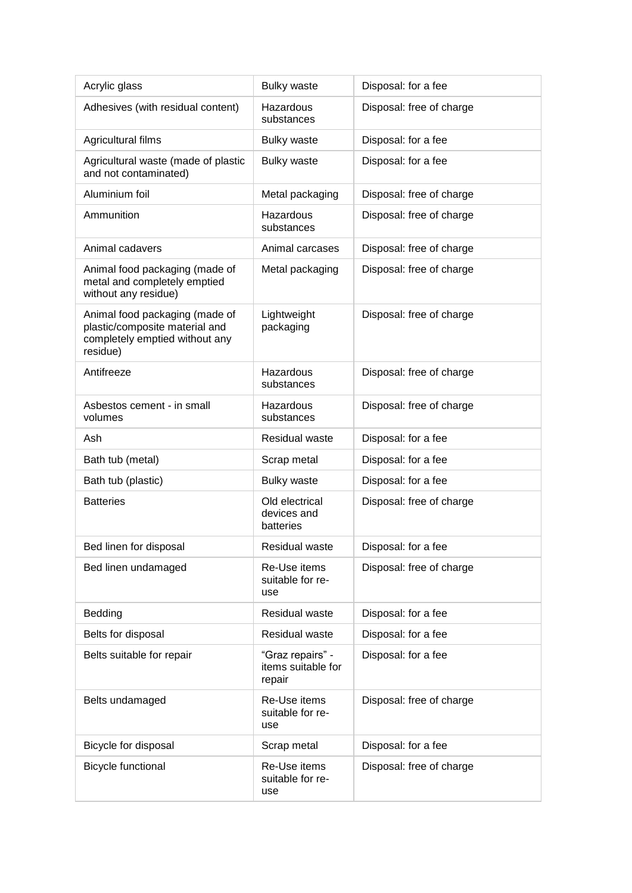| Acrylic glass | Bulky waste | Disposal: for a fee |
|---|---|---|
| Adhesives (with residual content) | Hazardous substances | Disposal: free of charge |
| Agricultural films | Bulky waste | Disposal: for a fee |
| Agricultural waste (made of plastic and not contaminated) | Bulky waste | Disposal: for a fee |
| Aluminium foil | Metal packaging | Disposal: free of charge |
| Ammunition | Hazardous substances | Disposal: free of charge |
| Animal cadavers | Animal carcases | Disposal: free of charge |
| Animal food packaging (made of metal and completely emptied without any residue) | Metal packaging | Disposal: free of charge |
| Animal food packaging (made of plastic/composite material and completely emptied without any residue) | Lightweight packaging | Disposal: free of charge |
| Antifreeze | Hazardous substances | Disposal: free of charge |
| Asbestos cement - in small volumes | Hazardous substances | Disposal: free of charge |
| Ash | Residual waste | Disposal: for a fee |
| Bath tub (metal) | Scrap metal | Disposal: for a fee |
| Bath tub (plastic) | Bulky waste | Disposal: for a fee |
| Batteries | Old electrical devices and batteries | Disposal: free of charge |
| Bed linen for disposal | Residual waste | Disposal: for a fee |
| Bed linen undamaged | Re-Use items suitable for re-use | Disposal: free of charge |
| Bedding | Residual waste | Disposal: for a fee |
| Belts for disposal | Residual waste | Disposal: for a fee |
| Belts suitable for repair | “Graz repairs” - items suitable for repair | Disposal: for a fee |
| Belts undamaged | Re-Use items suitable for re-use | Disposal: free of charge |
| Bicycle for disposal | Scrap metal | Disposal: for a fee |
| Bicycle functional | Re-Use items suitable for re-use | Disposal: free of charge |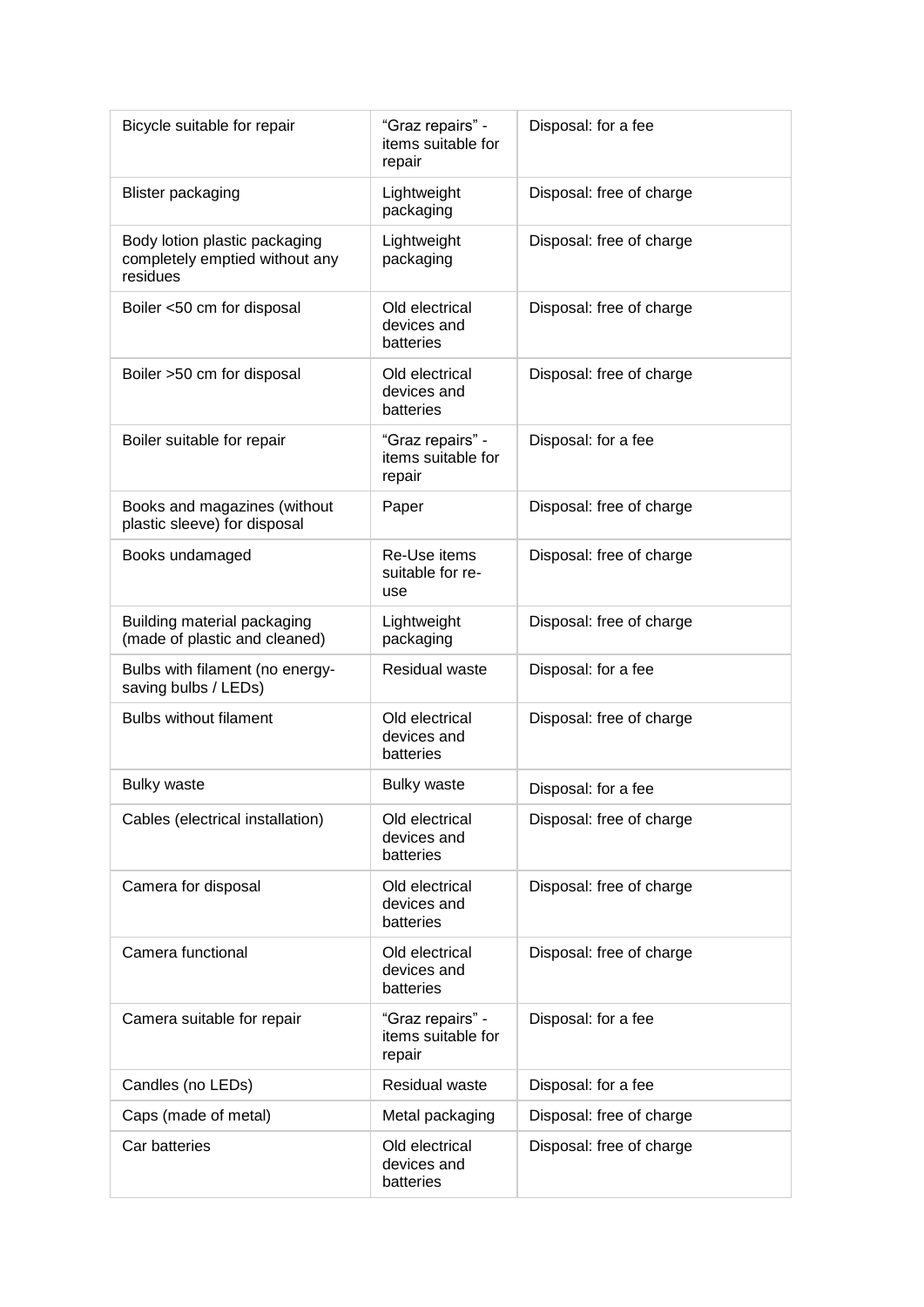| Bicycle suitable for repair | "Graz repairs" - items suitable for repair | Disposal: for a fee |
|---|---|---|
| Blister packaging | Lightweight packaging | Disposal: free of charge |
| Body lotion plastic packaging completely emptied without any residues | Lightweight packaging | Disposal: free of charge |
| Boiler <50 cm for disposal | Old electrical devices and batteries | Disposal: free of charge |
| Boiler >50 cm for disposal | Old electrical devices and batteries | Disposal: free of charge |
| Boiler suitable for repair | "Graz repairs" - items suitable for repair | Disposal: for a fee |
| Books and magazines (without plastic sleeve) for disposal | Paper | Disposal: free of charge |
| Books undamaged | Re-Use items suitable for re-use | Disposal: free of charge |
| Building material packaging (made of plastic and cleaned) | Lightweight packaging | Disposal: free of charge |
| Bulbs with filament (no energy-saving bulbs / LEDs) | Residual waste | Disposal: for a fee |
| Bulbs without filament | Old electrical devices and batteries | Disposal: free of charge |
| Bulky waste | Bulky waste | Disposal: for a fee |
| Cables (electrical installation) | Old electrical devices and batteries | Disposal: free of charge |
| Camera for disposal | Old electrical devices and batteries | Disposal: free of charge |
| Camera functional | Old electrical devices and batteries | Disposal: free of charge |
| Camera suitable for repair | "Graz repairs" - items suitable for repair | Disposal: for a fee |
| Candles (no LEDs) | Residual waste | Disposal: for a fee |
| Caps (made of metal) | Metal packaging | Disposal: free of charge |
| Car batteries | Old electrical devices and batteries | Disposal: free of charge |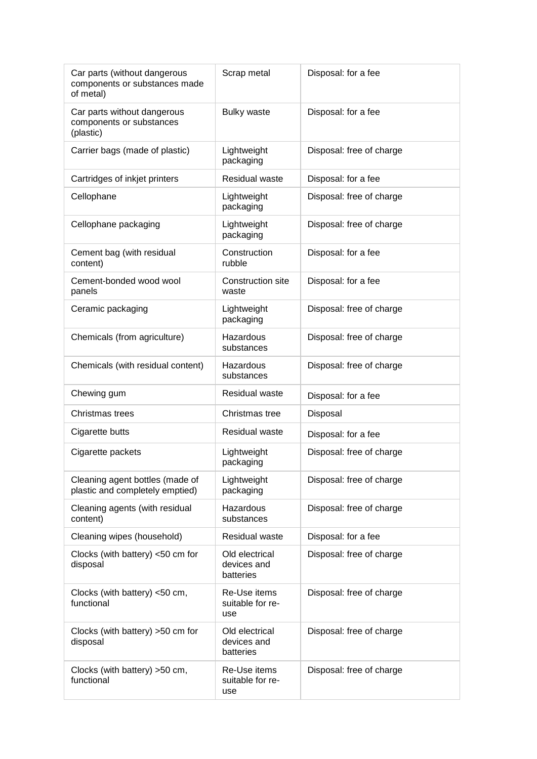| Car parts (without dangerous components or substances made of metal) | Scrap metal | Disposal: for a fee |
| --- | --- | --- |
| Car parts without dangerous components or substances (plastic) | Bulky waste | Disposal: for a fee |
| Carrier bags (made of plastic) | Lightweight packaging | Disposal: free of charge |
| Cartridges of inkjet printers | Residual waste | Disposal: for a fee |
| Cellophane | Lightweight packaging | Disposal: free of charge |
| Cellophane packaging | Lightweight packaging | Disposal: free of charge |
| Cement bag (with residual content) | Construction rubble | Disposal: for a fee |
| Cement-bonded wood wool panels | Construction site waste | Disposal: for a fee |
| Ceramic packaging | Lightweight packaging | Disposal: free of charge |
| Chemicals (from agriculture) | Hazardous substances | Disposal: free of charge |
| Chemicals (with residual content) | Hazardous substances | Disposal: free of charge |
| Chewing gum | Residual waste | Disposal: for a fee |
| Christmas trees | Christmas tree | Disposal |
| Cigarette butts | Residual waste | Disposal: for a fee |
| Cigarette packets | Lightweight packaging | Disposal: free of charge |
| Cleaning agent bottles (made of plastic and completely emptied) | Lightweight packaging | Disposal: free of charge |
| Cleaning agents (with residual content) | Hazardous substances | Disposal: free of charge |
| Cleaning wipes (household) | Residual waste | Disposal: for a fee |
| Clocks (with battery) <50 cm for disposal | Old electrical devices and batteries | Disposal: free of charge |
| Clocks (with battery) <50 cm, functional | Re-Use items suitable for re-use | Disposal: free of charge |
| Clocks (with battery) >50 cm for disposal | Old electrical devices and batteries | Disposal: free of charge |
| Clocks (with battery) >50 cm, functional | Re-Use items suitable for re-use | Disposal: free of charge |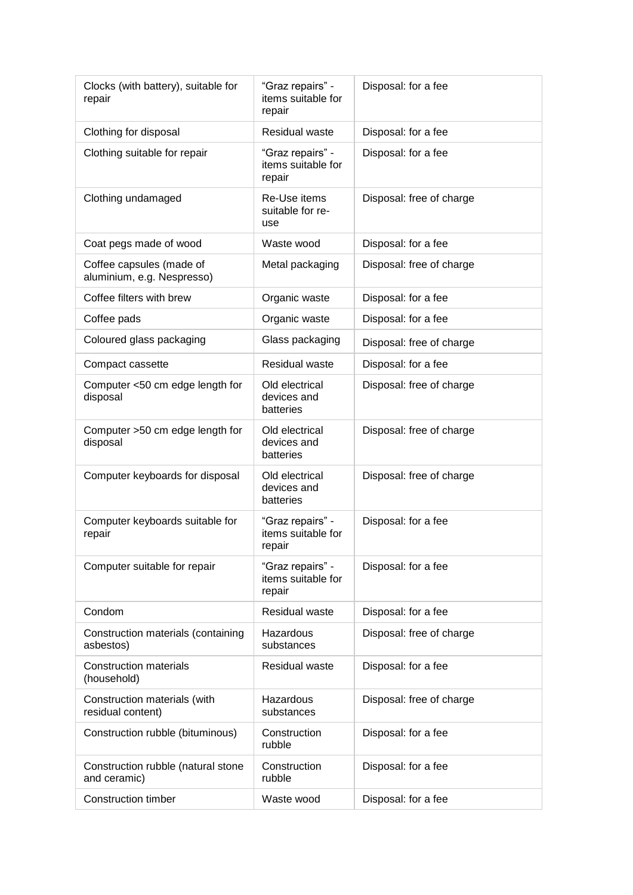| Clocks (with battery), suitable for repair | "Graz repairs" - items suitable for repair | Disposal: for a fee |
|---|---|---|
| Clothing for disposal | Residual waste | Disposal: for a fee |
| Clothing suitable for repair | "Graz repairs" - items suitable for repair | Disposal: for a fee |
| Clothing undamaged | Re-Use items suitable for re-use | Disposal: free of charge |
| Coat pegs made of wood | Waste wood | Disposal: for a fee |
| Coffee capsules (made of aluminium, e.g. Nespresso) | Metal packaging | Disposal: free of charge |
| Coffee filters with brew | Organic waste | Disposal: for a fee |
| Coffee pads | Organic waste | Disposal: for a fee |
| Coloured glass packaging | Glass packaging | Disposal: free of charge |
| Compact cassette | Residual waste | Disposal: for a fee |
| Computer <50 cm edge length for disposal | Old electrical devices and batteries | Disposal: free of charge |
| Computer >50 cm edge length for disposal | Old electrical devices and batteries | Disposal: free of charge |
| Computer keyboards for disposal | Old electrical devices and batteries | Disposal: free of charge |
| Computer keyboards suitable for repair | "Graz repairs" - items suitable for repair | Disposal: for a fee |
| Computer suitable for repair | "Graz repairs" - items suitable for repair | Disposal: for a fee |
| Condom | Residual waste | Disposal: for a fee |
| Construction materials (containing asbestos) | Hazardous substances | Disposal: free of charge |
| Construction materials (household) | Residual waste | Disposal: for a fee |
| Construction materials (with residual content) | Hazardous substances | Disposal: free of charge |
| Construction rubble (bituminous) | Construction rubble | Disposal: for a fee |
| Construction rubble (natural stone and ceramic) | Construction rubble | Disposal: for a fee |
| Construction timber | Waste wood | Disposal: for a fee |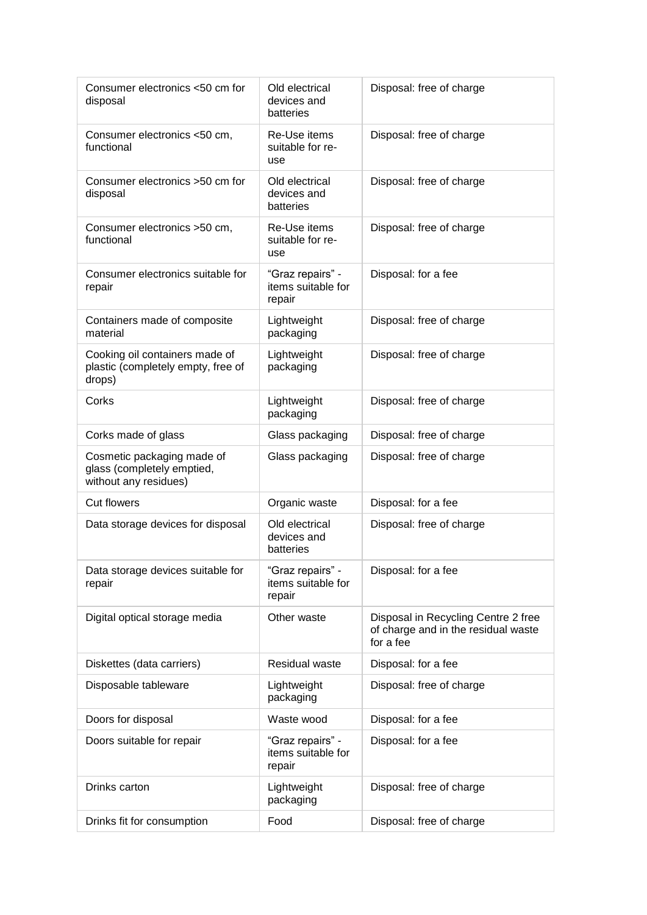| Consumer electronics <50 cm for disposal | Old electrical devices and batteries | Disposal: free of charge |
|---|---|---|
| Consumer electronics <50 cm, functional | Re-Use items suitable for re-use | Disposal: free of charge |
| Consumer electronics >50 cm for disposal | Old electrical devices and batteries | Disposal: free of charge |
| Consumer electronics >50 cm, functional | Re-Use items suitable for re-use | Disposal: free of charge |
| Consumer electronics suitable for repair | “Graz repairs” - items suitable for repair | Disposal: for a fee |
| Containers made of composite material | Lightweight packaging | Disposal: free of charge |
| Cooking oil containers made of plastic (completely empty, free of drops) | Lightweight packaging | Disposal: free of charge |
| Corks | Lightweight packaging | Disposal: free of charge |
| Corks made of glass | Glass packaging | Disposal: free of charge |
| Cosmetic packaging made of glass (completely emptied, without any residues) | Glass packaging | Disposal: free of charge |
| Cut flowers | Organic waste | Disposal: for a fee |
| Data storage devices for disposal | Old electrical devices and batteries | Disposal: free of charge |
| Data storage devices suitable for repair | “Graz repairs” - items suitable for repair | Disposal: for a fee |
| Digital optical storage media | Other waste | Disposal in Recycling Centre 2 free of charge and in the residual waste for a fee |
| Diskettes (data carriers) | Residual waste | Disposal: for a fee |
| Disposable tableware | Lightweight packaging | Disposal: free of charge |
| Doors for disposal | Waste wood | Disposal: for a fee |
| Doors suitable for repair | “Graz repairs” - items suitable for repair | Disposal: for a fee |
| Drinks carton | Lightweight packaging | Disposal: free of charge |
| Drinks fit for consumption | Food | Disposal: free of charge |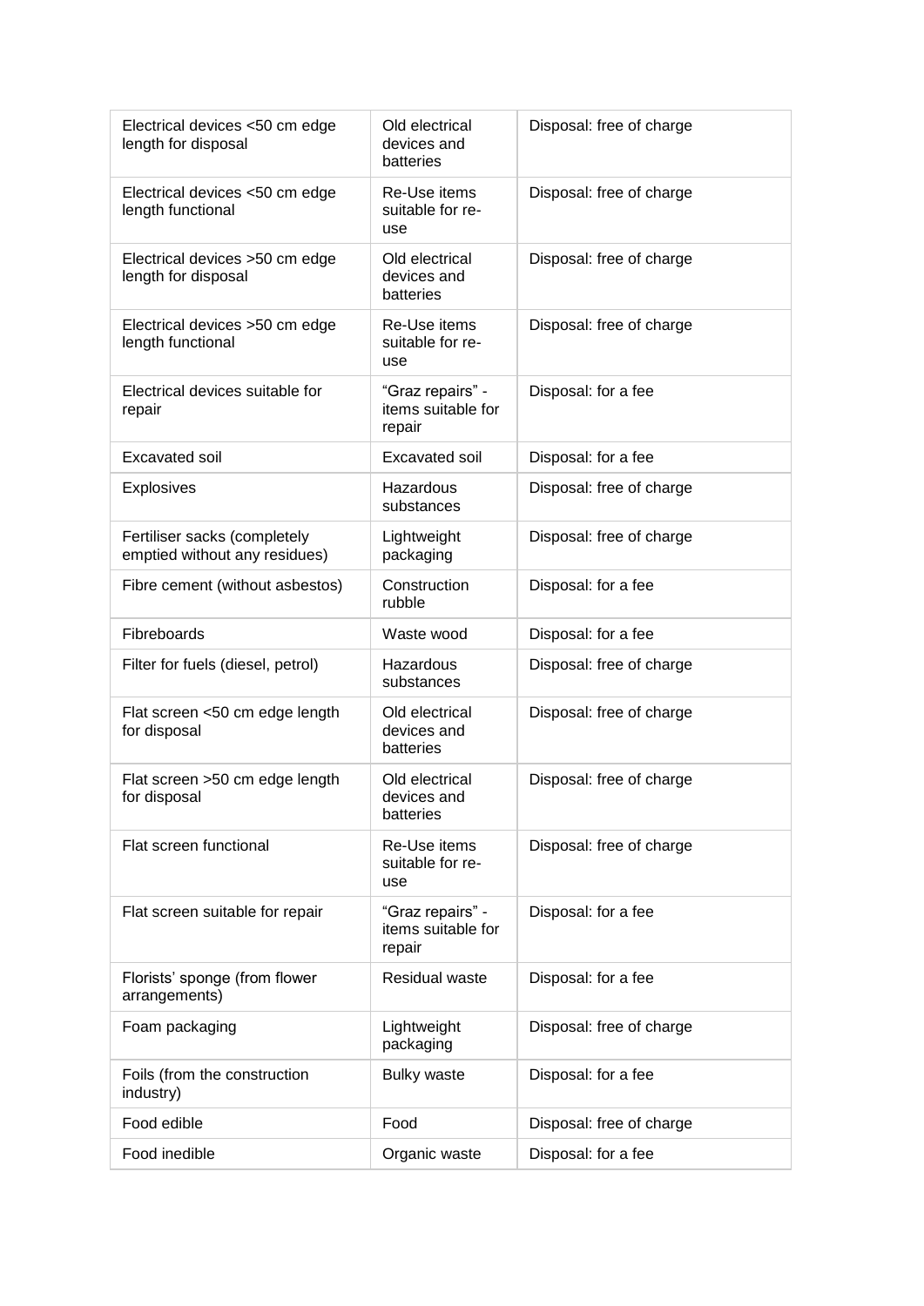| | | |
|---|---|---|
| Electrical devices <50 cm edge length for disposal | Old electrical devices and batteries | Disposal: free of charge |
| Electrical devices <50 cm edge length functional | Re-Use items suitable for re-use | Disposal: free of charge |
| Electrical devices >50 cm edge length for disposal | Old electrical devices and batteries | Disposal: free of charge |
| Electrical devices >50 cm edge length functional | Re-Use items suitable for re-use | Disposal: free of charge |
| Electrical devices suitable for repair | "Graz repairs" - items suitable for repair | Disposal: for a fee |
| Excavated soil | Excavated soil | Disposal: for a fee |
| Explosives | Hazardous substances | Disposal: free of charge |
| Fertiliser sacks (completely emptied without any residues) | Lightweight packaging | Disposal: free of charge |
| Fibre cement (without asbestos) | Construction rubble | Disposal: for a fee |
| Fibreboards | Waste wood | Disposal: for a fee |
| Filter for fuels (diesel, petrol) | Hazardous substances | Disposal: free of charge |
| Flat screen <50 cm edge length for disposal | Old electrical devices and batteries | Disposal: free of charge |
| Flat screen >50 cm edge length for disposal | Old electrical devices and batteries | Disposal: free of charge |
| Flat screen functional | Re-Use items suitable for re-use | Disposal: free of charge |
| Flat screen suitable for repair | "Graz repairs" - items suitable for repair | Disposal: for a fee |
| Florists' sponge (from flower arrangements) | Residual waste | Disposal: for a fee |
| Foam packaging | Lightweight packaging | Disposal: free of charge |
| Foils (from the construction industry) | Bulky waste | Disposal: for a fee |
| Food edible | Food | Disposal: free of charge |
| Food inedible | Organic waste | Disposal: for a fee |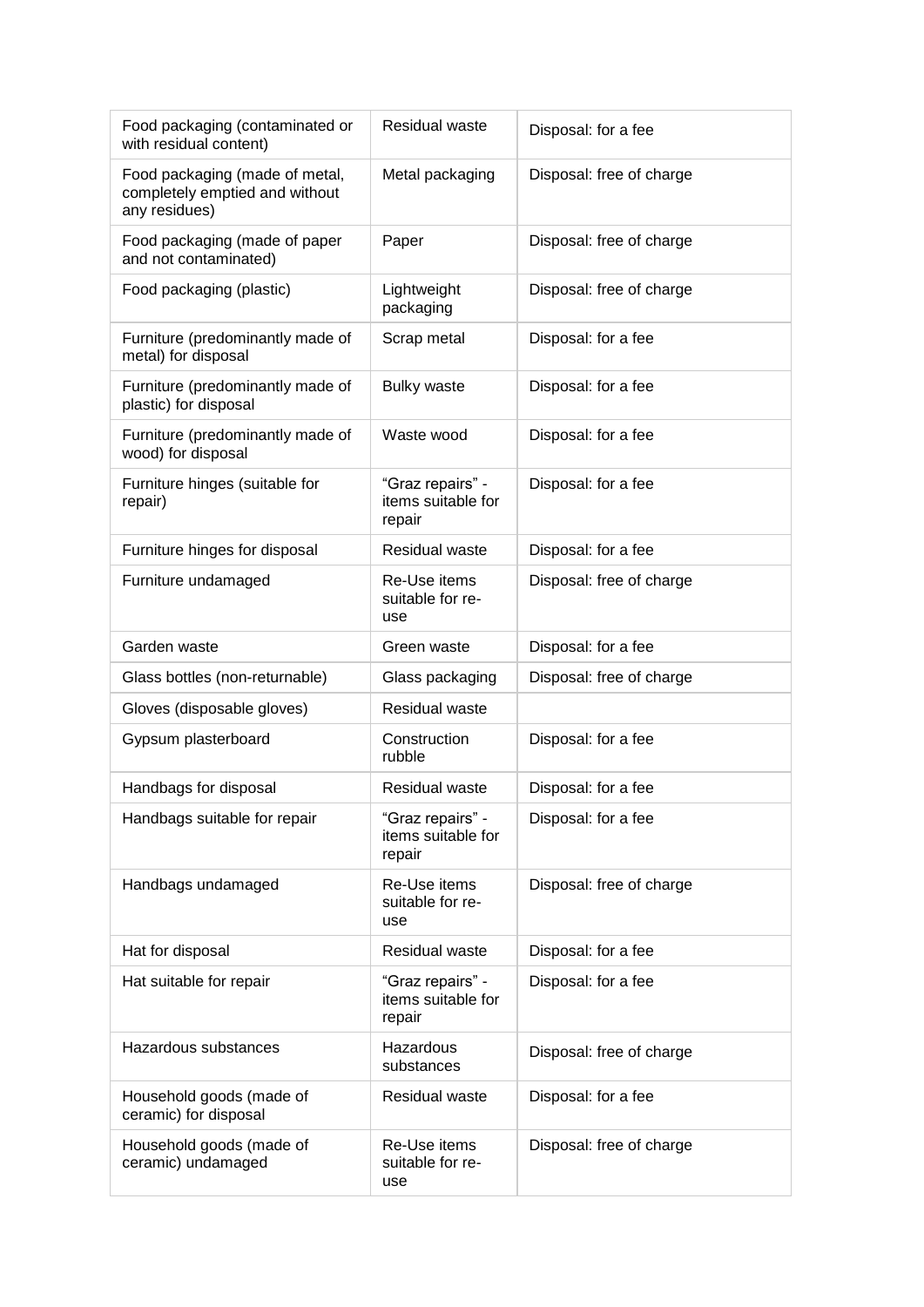| Food packaging (contaminated or with residual content) | Residual waste | Disposal: for a fee |
|---|---|---|
| Food packaging (made of metal, completely emptied and without any residues) | Metal packaging | Disposal: free of charge |
| Food packaging (made of paper and not contaminated) | Paper | Disposal: free of charge |
| Food packaging (plastic) | Lightweight packaging | Disposal: free of charge |
| Furniture (predominantly made of metal) for disposal | Scrap metal | Disposal: for a fee |
| Furniture (predominantly made of plastic) for disposal | Bulky waste | Disposal: for a fee |
| Furniture (predominantly made of wood) for disposal | Waste wood | Disposal: for a fee |
| Furniture hinges (suitable for repair) | “Graz repairs” - items suitable for repair | Disposal: for a fee |
| Furniture hinges for disposal | Residual waste | Disposal: for a fee |
| Furniture undamaged | Re-Use items suitable for re-use | Disposal: free of charge |
| Garden waste | Green waste | Disposal: for a fee |
| Glass bottles (non-returnable) | Glass packaging | Disposal: free of charge |
| Gloves (disposable gloves) | Residual waste | |
| Gypsum plasterboard | Construction rubble | Disposal: for a fee |
| Handbags for disposal | Residual waste | Disposal: for a fee |
| Handbags suitable for repair | “Graz repairs” - items suitable for repair | Disposal: for a fee |
| Handbags undamaged | Re-Use items suitable for re-use | Disposal: free of charge |
| Hat for disposal | Residual waste | Disposal: for a fee |
| Hat suitable for repair | “Graz repairs” - items suitable for repair | Disposal: for a fee |
| Hazardous substances | Hazardous substances | Disposal: free of charge |
| Household goods (made of ceramic) for disposal | Residual waste | Disposal: for a fee |
| Household goods (made of ceramic) undamaged | Re-Use items suitable for re-use | Disposal: free of charge |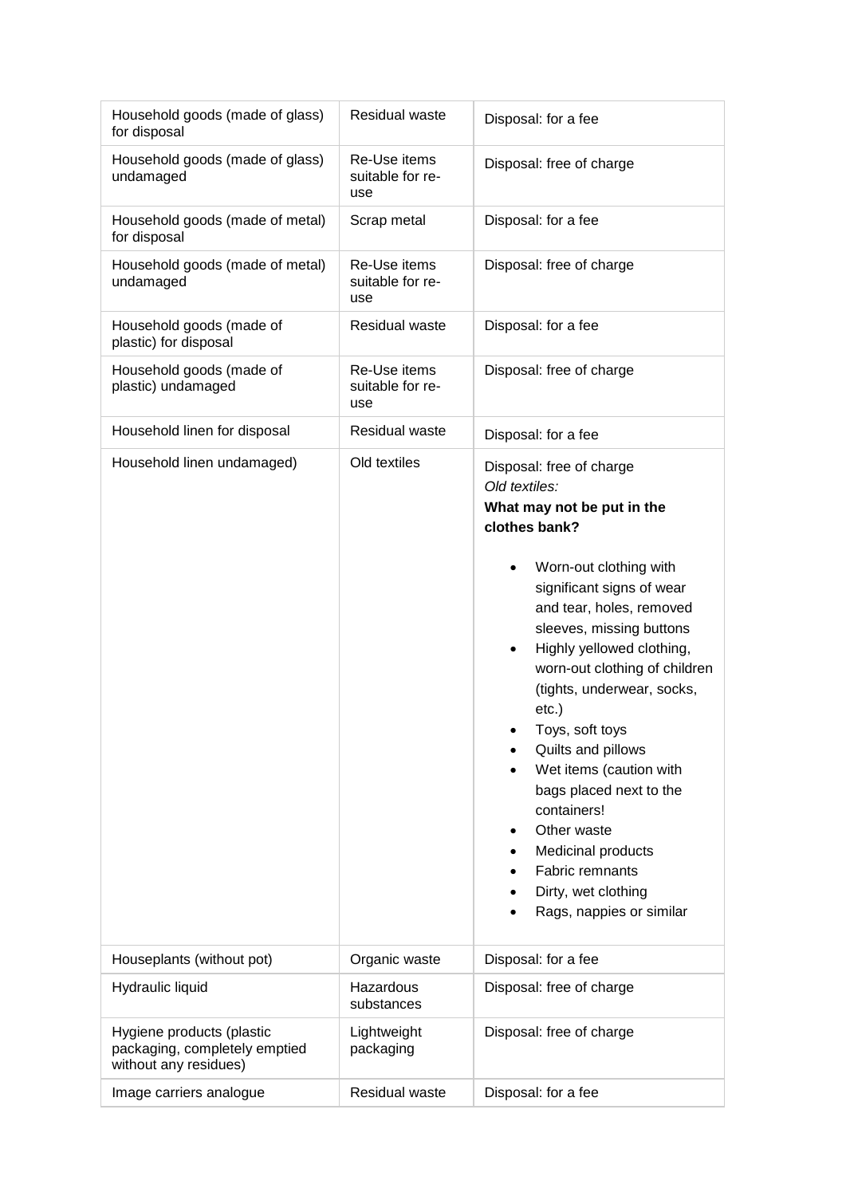| Household goods (made of glass) for disposal | Residual waste | Disposal: for a fee |
|---|---|---|
| Household goods (made of glass) undamaged | Re-Use items suitable for re-use | Disposal: free of charge |
| Household goods (made of metal) for disposal | Scrap metal | Disposal: for a fee |
| Household goods (made of metal) undamaged | Re-Use items suitable for re-use | Disposal: free of charge |
| Household goods (made of plastic) for disposal | Residual waste | Disposal: for a fee |
| Household goods (made of plastic) undamaged | Re-Use items suitable for re-use | Disposal: free of charge |
| Household linen for disposal | Residual waste | Disposal: for a fee |
| Household linen undamaged) | Old textiles | Disposal: free of charge<br>*Old textiles:*<br>**What may not be put in the clothes bank?**<br>• Worn-out clothing with significant signs of wear and tear, holes, removed sleeves, missing buttons<br>• Highly yellowed clothing, worn-out clothing of children (tights, underwear, socks, etc.)<br>• Toys, soft toys<br>• Quilts and pillows<br>• Wet items (caution with bags placed next to the containers!<br>• Other waste<br>• Medicinal products<br>• Fabric remnants<br>• Dirty, wet clothing<br>• Rags, nappies or similar |
| Houseplants (without pot) | Organic waste | Disposal: for a fee |
| Hydraulic liquid | Hazardous substances | Disposal: free of charge |
| Hygiene products (plastic packaging, completely emptied without any residues) | Lightweight packaging | Disposal: free of charge |
| Image carriers analogue | Residual waste | Disposal: for a fee |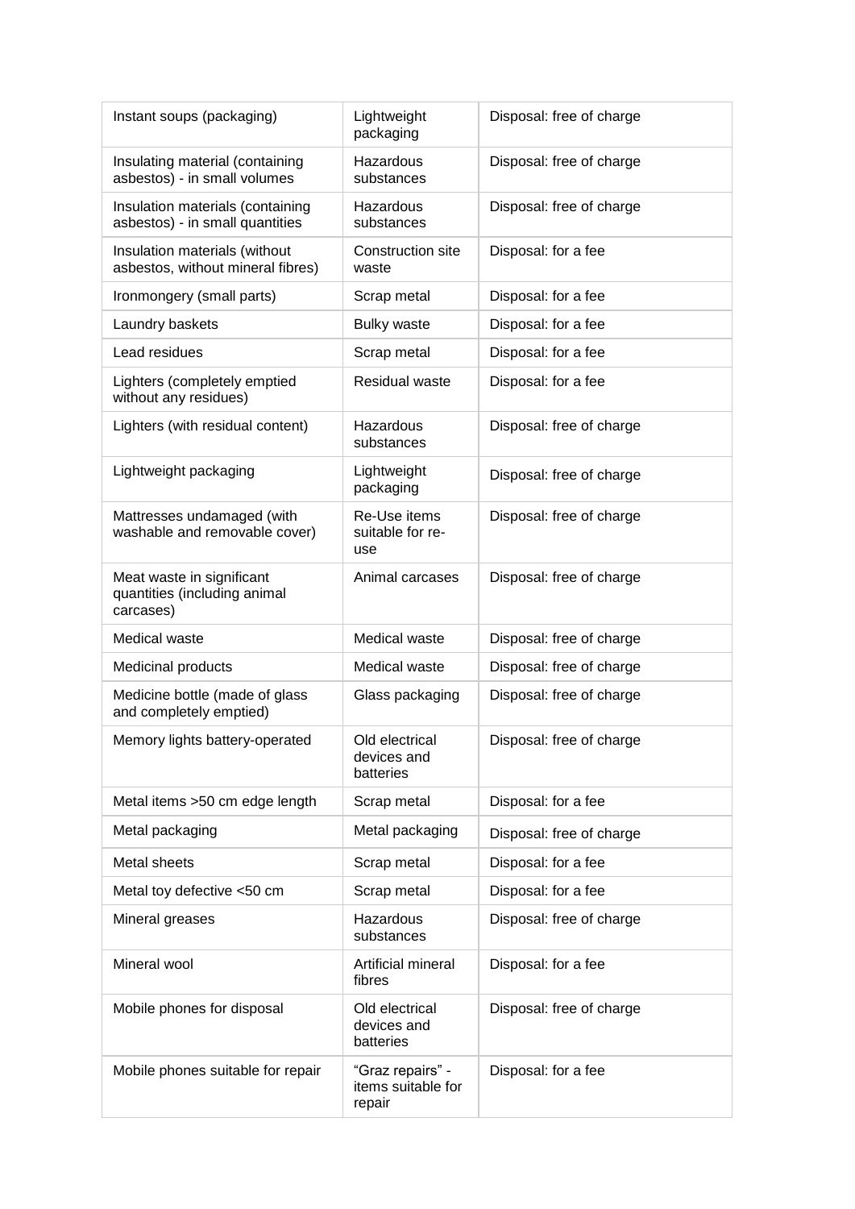| | | |
|---|---|---|
| Instant soups (packaging) | Lightweight packaging | Disposal: free of charge |
| Insulating material (containing asbestos) - in small volumes | Hazardous substances | Disposal: free of charge |
| Insulation materials (containing asbestos) - in small quantities | Hazardous substances | Disposal: free of charge |
| Insulation materials (without asbestos, without mineral fibres) | Construction site waste | Disposal: for a fee |
| Ironmongery (small parts) | Scrap metal | Disposal: for a fee |
| Laundry baskets | Bulky waste | Disposal: for a fee |
| Lead residues | Scrap metal | Disposal: for a fee |
| Lighters (completely emptied without any residues) | Residual waste | Disposal: for a fee |
| Lighters (with residual content) | Hazardous substances | Disposal: free of charge |
| Lightweight packaging | Lightweight packaging | Disposal: free of charge |
| Mattresses undamaged (with washable and removable cover) | Re-Use items suitable for re-use | Disposal: free of charge |
| Meat waste in significant quantities (including animal carcases) | Animal carcases | Disposal: free of charge |
| Medical waste | Medical waste | Disposal: free of charge |
| Medicinal products | Medical waste | Disposal: free of charge |
| Medicine bottle (made of glass and completely emptied) | Glass packaging | Disposal: free of charge |
| Memory lights battery-operated | Old electrical devices and batteries | Disposal: free of charge |
| Metal items >50 cm edge length | Scrap metal | Disposal: for a fee |
| Metal packaging | Metal packaging | Disposal: free of charge |
| Metal sheets | Scrap metal | Disposal: for a fee |
| Metal toy defective <50 cm | Scrap metal | Disposal: for a fee |
| Mineral greases | Hazardous substances | Disposal: free of charge |
| Mineral wool | Artificial mineral fibres | Disposal: for a fee |
| Mobile phones for disposal | Old electrical devices and batteries | Disposal: free of charge |
| Mobile phones suitable for repair | "Graz repairs" - items suitable for repair | Disposal: for a fee |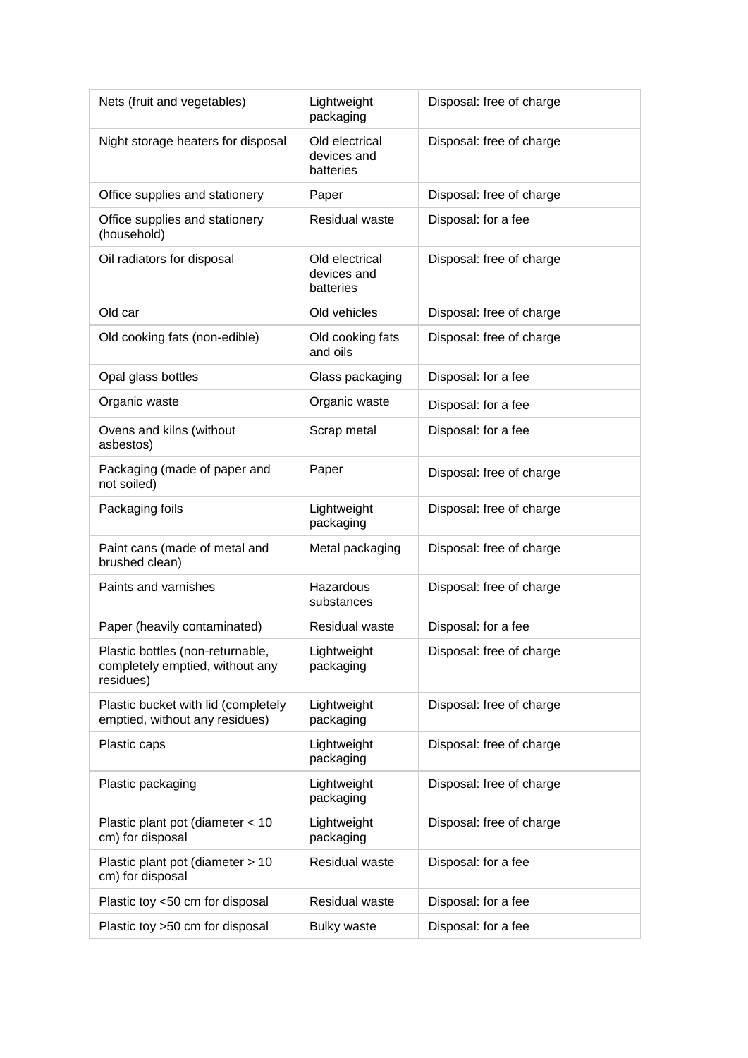| Nets (fruit and vegetables) | Lightweight packaging | Disposal: free of charge |
|---|---|---|
| Night storage heaters for disposal | Old electrical devices and batteries | Disposal: free of charge |
| Office supplies and stationery | Paper | Disposal: free of charge |
| Office supplies and stationery (household) | Residual waste | Disposal: for a fee |
| Oil radiators for disposal | Old electrical devices and batteries | Disposal: free of charge |
| Old car | Old vehicles | Disposal: free of charge |
| Old cooking fats (non-edible) | Old cooking fats and oils | Disposal: free of charge |
| Opal glass bottles | Glass packaging | Disposal: for a fee |
| Organic waste | Organic waste | Disposal: for a fee |
| Ovens and kilns (without asbestos) | Scrap metal | Disposal: for a fee |
| Packaging (made of paper and not soiled) | Paper | Disposal: free of charge |
| Packaging foils | Lightweight packaging | Disposal: free of charge |
| Paint cans (made of metal and brushed clean) | Metal packaging | Disposal: free of charge |
| Paints and varnishes | Hazardous substances | Disposal: free of charge |
| Paper (heavily contaminated) | Residual waste | Disposal: for a fee |
| Plastic bottles (non-returnable, completely emptied, without any residues) | Lightweight packaging | Disposal: free of charge |
| Plastic bucket with lid (completely emptied, without any residues) | Lightweight packaging | Disposal: free of charge |
| Plastic caps | Lightweight packaging | Disposal: free of charge |
| Plastic packaging | Lightweight packaging | Disposal: free of charge |
| Plastic plant pot (diameter < 10 cm) for disposal | Lightweight packaging | Disposal: free of charge |
| Plastic plant pot (diameter > 10 cm) for disposal | Residual waste | Disposal: for a fee |
| Plastic toy <50 cm for disposal | Residual waste | Disposal: for a fee |
| Plastic toy >50 cm for disposal | Bulky waste | Disposal: for a fee |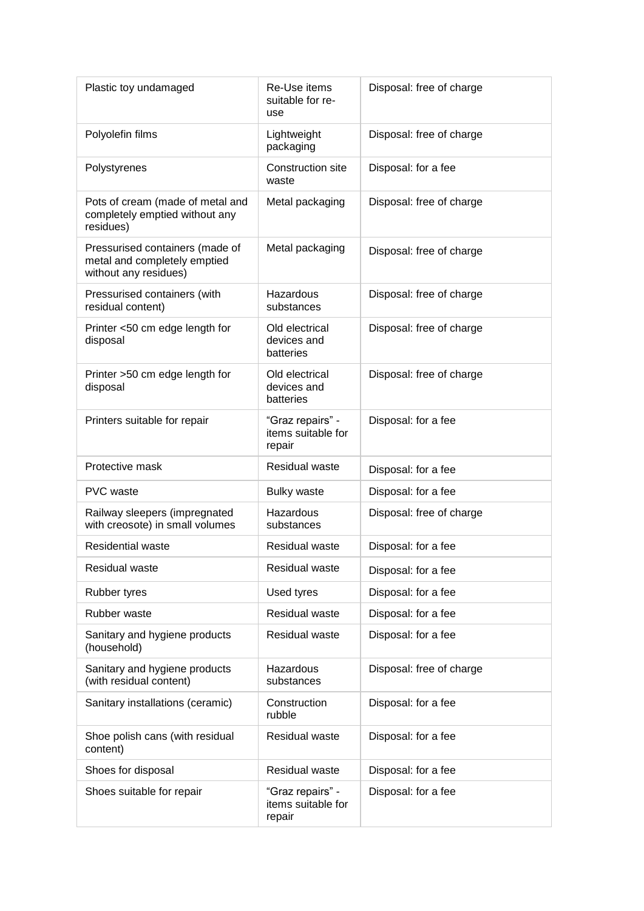| Plastic toy undamaged | Re-Use items suitable for re-use | Disposal: free of charge |
|---|---|---|
| Polyolefin films | Lightweight packaging | Disposal: free of charge |
| Polystyrenes | Construction site waste | Disposal: for a fee |
| Pots of cream (made of metal and completely emptied without any residues) | Metal packaging | Disposal: free of charge |
| Pressurised containers (made of metal and completely emptied without any residues) | Metal packaging | Disposal: free of charge |
| Pressurised containers (with residual content) | Hazardous substances | Disposal: free of charge |
| Printer <50 cm edge length for disposal | Old electrical devices and batteries | Disposal: free of charge |
| Printer >50 cm edge length for disposal | Old electrical devices and batteries | Disposal: free of charge |
| Printers suitable for repair | "Graz repairs" - items suitable for repair | Disposal: for a fee |
| Protective mask | Residual waste | Disposal: for a fee |
| PVC waste | Bulky waste | Disposal: for a fee |
| Railway sleepers (impregnated with creosote) in small volumes | Hazardous substances | Disposal: free of charge |
| Residential waste | Residual waste | Disposal: for a fee |
| Residual waste | Residual waste | Disposal: for a fee |
| Rubber tyres | Used tyres | Disposal: for a fee |
| Rubber waste | Residual waste | Disposal: for a fee |
| Sanitary and hygiene products (household) | Residual waste | Disposal: for a fee |
| Sanitary and hygiene products (with residual content) | Hazardous substances | Disposal: free of charge |
| Sanitary installations (ceramic) | Construction rubble | Disposal: for a fee |
| Shoe polish cans (with residual content) | Residual waste | Disposal: for a fee |
| Shoes for disposal | Residual waste | Disposal: for a fee |
| Shoes suitable for repair | "Graz repairs" - items suitable for repair | Disposal: for a fee |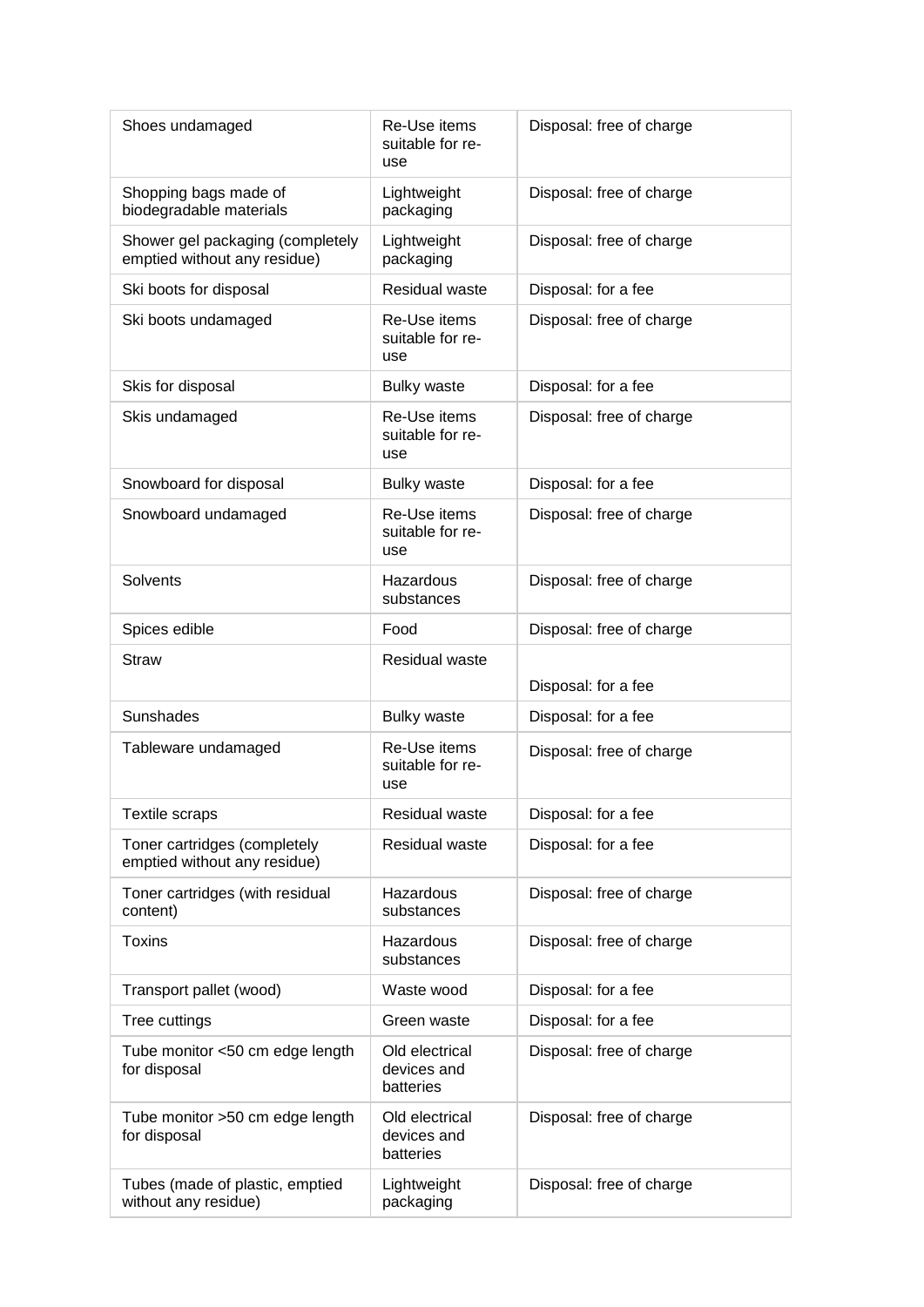| Shoes undamaged | Re-Use items suitable for re-use | Disposal: free of charge |
|---|---|---|
| Shopping bags made of biodegradable materials | Lightweight packaging | Disposal: free of charge |
| Shower gel packaging (completely emptied without any residue) | Lightweight packaging | Disposal: free of charge |
| Ski boots for disposal | Residual waste | Disposal: for a fee |
| Ski boots undamaged | Re-Use items suitable for re-use | Disposal: free of charge |
| Skis for disposal | Bulky waste | Disposal: for a fee |
| Skis undamaged | Re-Use items suitable for re-use | Disposal: free of charge |
| Snowboard for disposal | Bulky waste | Disposal: for a fee |
| Snowboard undamaged | Re-Use items suitable for re-use | Disposal: free of charge |
| Solvents | Hazardous substances | Disposal: free of charge |
| Spices edible | Food | Disposal: free of charge |
| Straw | Residual waste | Disposal: for a fee |
| Sunshades | Bulky waste | Disposal: for a fee |
| Tableware undamaged | Re-Use items suitable for re-use | Disposal: free of charge |
| Textile scraps | Residual waste | Disposal: for a fee |
| Toner cartridges (completely emptied without any residue) | Residual waste | Disposal: for a fee |
| Toner cartridges (with residual content) | Hazardous substances | Disposal: free of charge |
| Toxins | Hazardous substances | Disposal: free of charge |
| Transport pallet (wood) | Waste wood | Disposal: for a fee |
| Tree cuttings | Green waste | Disposal: for a fee |
| Tube monitor <50 cm edge length for disposal | Old electrical devices and batteries | Disposal: free of charge |
| Tube monitor >50 cm edge length for disposal | Old electrical devices and batteries | Disposal: free of charge |
| Tubes (made of plastic, emptied without any residue) | Lightweight packaging | Disposal: free of charge |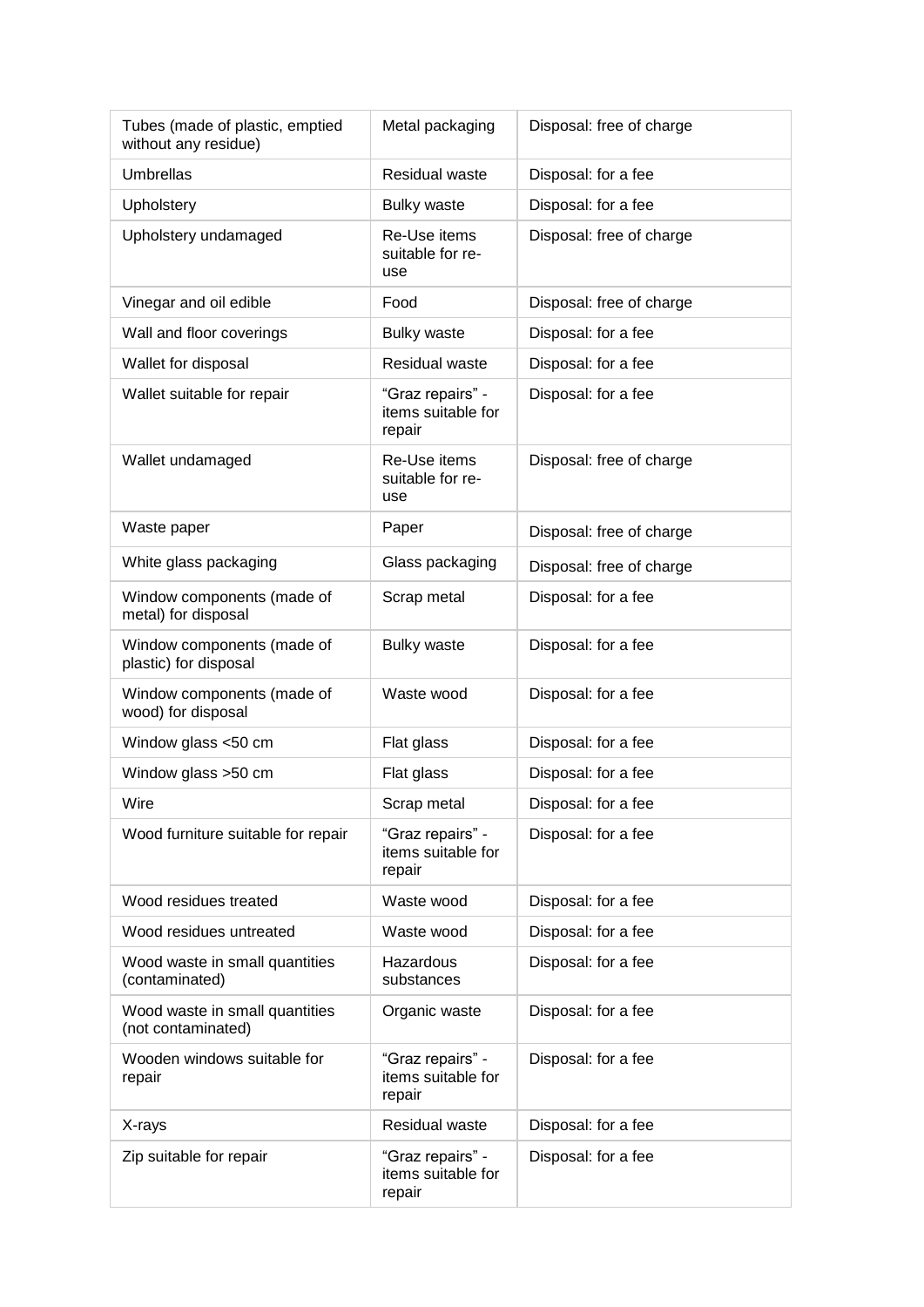| | | |
|---|---|---|
| Tubes (made of plastic, emptied without any residue) | Metal packaging | Disposal: free of charge |
| Umbrellas | Residual waste | Disposal: for a fee |
| Upholstery | Bulky waste | Disposal: for a fee |
| Upholstery undamaged | Re-Use items suitable for re-use | Disposal: free of charge |
| Vinegar and oil edible | Food | Disposal: free of charge |
| Wall and floor coverings | Bulky waste | Disposal: for a fee |
| Wallet for disposal | Residual waste | Disposal: for a fee |
| Wallet suitable for repair | “Graz repairs” - items suitable for repair | Disposal: for a fee |
| Wallet undamaged | Re-Use items suitable for re-use | Disposal: free of charge |
| Waste paper | Paper | Disposal: free of charge |
| White glass packaging | Glass packaging | Disposal: free of charge |
| Window components (made of metal) for disposal | Scrap metal | Disposal: for a fee |
| Window components (made of plastic) for disposal | Bulky waste | Disposal: for a fee |
| Window components (made of wood) for disposal | Waste wood | Disposal: for a fee |
| Window glass <50 cm | Flat glass | Disposal: for a fee |
| Window glass >50 cm | Flat glass | Disposal: for a fee |
| Wire | Scrap metal | Disposal: for a fee |
| Wood furniture suitable for repair | “Graz repairs” - items suitable for repair | Disposal: for a fee |
| Wood residues treated | Waste wood | Disposal: for a fee |
| Wood residues untreated | Waste wood | Disposal: for a fee |
| Wood waste in small quantities (contaminated) | Hazardous substances | Disposal: for a fee |
| Wood waste in small quantities (not contaminated) | Organic waste | Disposal: for a fee |
| Wooden windows suitable for repair | “Graz repairs” - items suitable for repair | Disposal: for a fee |
| X-rays | Residual waste | Disposal: for a fee |
| Zip suitable for repair | “Graz repairs” - items suitable for repair | Disposal: for a fee |